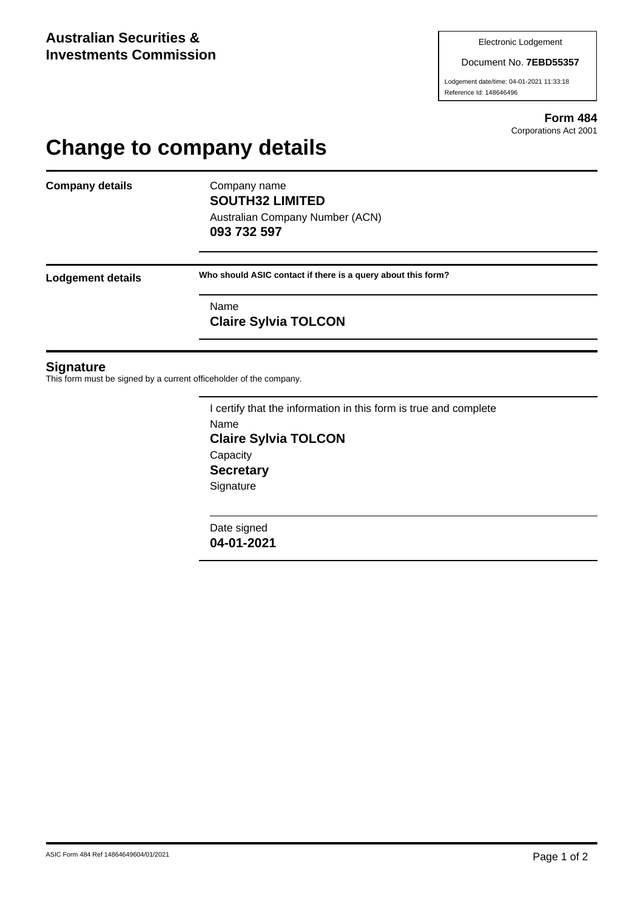**Australian Securities & Investments Commission**

Electronic Lodgement

Document No. **7EBD55357**

Lodgement date/time: 04-01-2021 11:33:18

Reference Id: 148646496

**Form 484**

Corporations Act 2001

# Change to company details

**Company details**

Company name

**SOUTH32 LIMITED**

Australian Company Number (ACN)

**093 732 597**

**Lodgement details**

**Who should ASIC contact if there is a query about this form?**

Name

**Claire Sylvia TOLCON**

## Signature

This form must be signed by a current officeholder of the company.

I certify that the information in this form is true and complete

Name

**Claire Sylvia TOLCON**

Capacity

**Secretary**

Signature

Date signed

**04-01-2021**

ASIC Form 484 Ref 14864649604/01/2021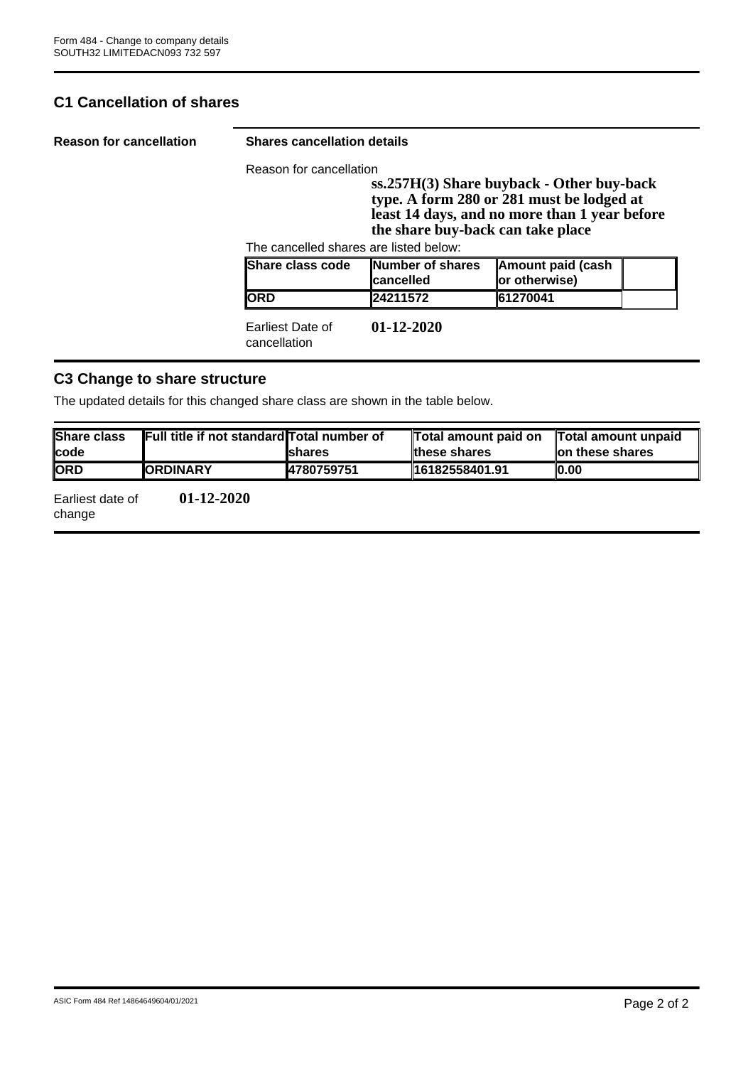## C1 Cancellation of shares

**Reason for cancellation**

**Shares cancellation details**

Reason for cancellation

**ss.257H(3) Share buyback - Other buy-back type. A form 280 or 281 must be lodged at least 14 days, and no more than 1 year before the share buy-back can take place**

The cancelled shares are listed below:

| Share class code | Number of shares cancelled | Amount paid (cash or otherwise) | |
|---|---|---|---|
| ORD | 24211572 | 61270041 | |

Earliest Date of cancellation **01-12-2020**

## C3 Change to share structure

The updated details for this changed share class are shown in the table below.

| Share class code | Full title if not standard | Total number of shares | Total amount paid on these shares | Total amount unpaid on these shares |
|---|---|---|---|---|
| ORD | ORDINARY | 4780759751 | 16182558401.91 | 0.00 |

Earliest date of change **01-12-2020**